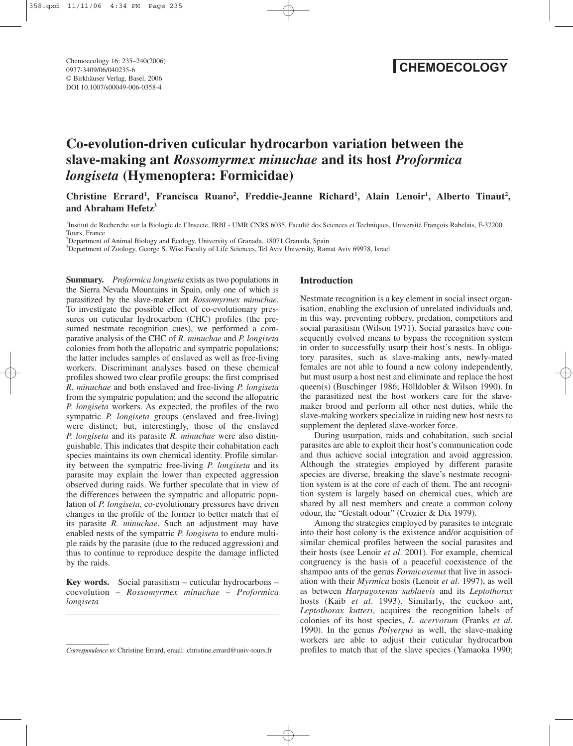# Co-evolution-driven cuticular hydrocarbon variation between the slave-making ant *Rossomyrmex minuchae* and its host *Proformica longiseta* (Hymenoptera: Formicidae)

**Christine Errard[1], Francisca Ruano[2], Freddie-Jeanne Richard[1], Alain Lenoir[1], Alberto Tinaut[2], and Abraham Hefetz[3]**

[1]Institut de Recherche sur la Biologie de l'Insecte, IRBI - UMR CNRS 6035, Faculté des Sciences et Techniques, Université François Rabelais, F-37200 Tours, France
[2]Department of Animal Biology and Ecology, University of Granada, 18071 Granada, Spain
[3]Department of Zoology, George S. Wise Faculty of Life Sciences, Tel Aviv University, Ramat Aviv 69978, Israel

**Summary.** *Proformica longiseta* exists as two populations in the Sierra Nevada Mountains in Spain, only one of which is parasitized by the slave-maker ant *Rossomyrmex minuchae*. To investigate the possible effect of co-evolutionary pressures on cuticular hydrocarbon (CHC) profiles (the presumed nestmate recognition cues), we performed a comparative analysis of the CHC of *R. minuchae* and *P. longiseta* colonies from both the allopatric and sympatric populations; the latter includes samples of enslaved as well as free-living workers. Discriminant analyses based on these chemical profiles showed two clear profile groups: the first comprised *R. minuchae* and both enslaved and free-living *P. longiseta* from the sympatric population; and the second the allopatric *P. longiseta* workers. As expected, the profiles of the two sympatric *P. longiseta* groups (enslaved and free-living) were distinct; but, interestingly, those of the enslaved *P. longiseta* and its parasite *R. minuchae* were also distinguishable. This indicates that despite their cohabitation each species maintains its own chemical identity. Profile similarity between the sympatric free-living *P. longiseta* and its parasite may explain the lower than expected aggression observed during raids. We further speculate that in view of the differences between the sympatric and allopatric population of *P. longiseta,* co-evolutionary pressures have driven changes in the profile of the former to better match that of its parasite *R. minuchae*. Such an adjustment may have enabled nests of the sympatric *P. longiseta* to endure multiple raids by the parasite (due to the reduced aggression) and thus to continue to reproduce despite the damage inflicted by the raids.

**Key words.** Social parasitism – cuticular hydrocarbons – coevolution – *Rossomyrmex minuchae* – *Proformica longiseta*

*Correspondence to*: Christine Errard, email: christine.errard@univ-tours.fr

## Introduction

Nestmate recognition is a key element in social insect organisation, enabling the exclusion of unrelated individuals and, in this way, preventing robbery, predation, competitors and social parasitism (Wilson 1971). Social parasites have consequently evolved means to bypass the recognition system in order to successfully usurp their host's nests. In obligatory parasites, such as slave-making ants, newly-mated females are not able to found a new colony independently, but must usurp a host nest and eliminate and replace the host queen(s) (Buschinger 1986; Hölldobler & Wilson 1990). In the parasitized nest the host workers care for the slave-maker brood and perform all other nest duties, while the slave-making workers specialize in raiding new host nests to supplement the depleted slave-worker force.

During usurpation, raids and cohabitation, such social parasites are able to exploit their host's communication code and thus achieve social integration and avoid aggression. Although the strategies employed by different parasite species are diverse, breaking the slave's nestmate recognition system is at the core of each of them. The ant recognition system is largely based on chemical cues, which are shared by all nest members and create a common colony odour, the "Gestalt odour" (Crozier & Dix 1979).

Among the strategies employed by parasites to integrate into their host colony is the existence and/or acquisition of similar chemical profiles between the social parasites and their hosts (see Lenoir *et al*. 2001). For example, chemical congruency is the basis of a peaceful coexistence of the shampoo ants of the genus *Formicoxenus* that live in association with their *Myrmica* hosts (Lenoir *et al*. 1997), as well as between *Harpagoxenus sublaevis* and its *Leptothorax* hosts (Kaib *et al*. 1993). Similarly, the cuckoo ant, *Leptothorax kutteri*, acquires the recognition labels of colonies of its host species, *L. acervorum* (Franks *et al*. 1990). In the genus *Polyergus* as well, the slave-making workers are able to adjust their cuticular hydrocarbon profiles to match that of the slave species (Yamaoka 1990;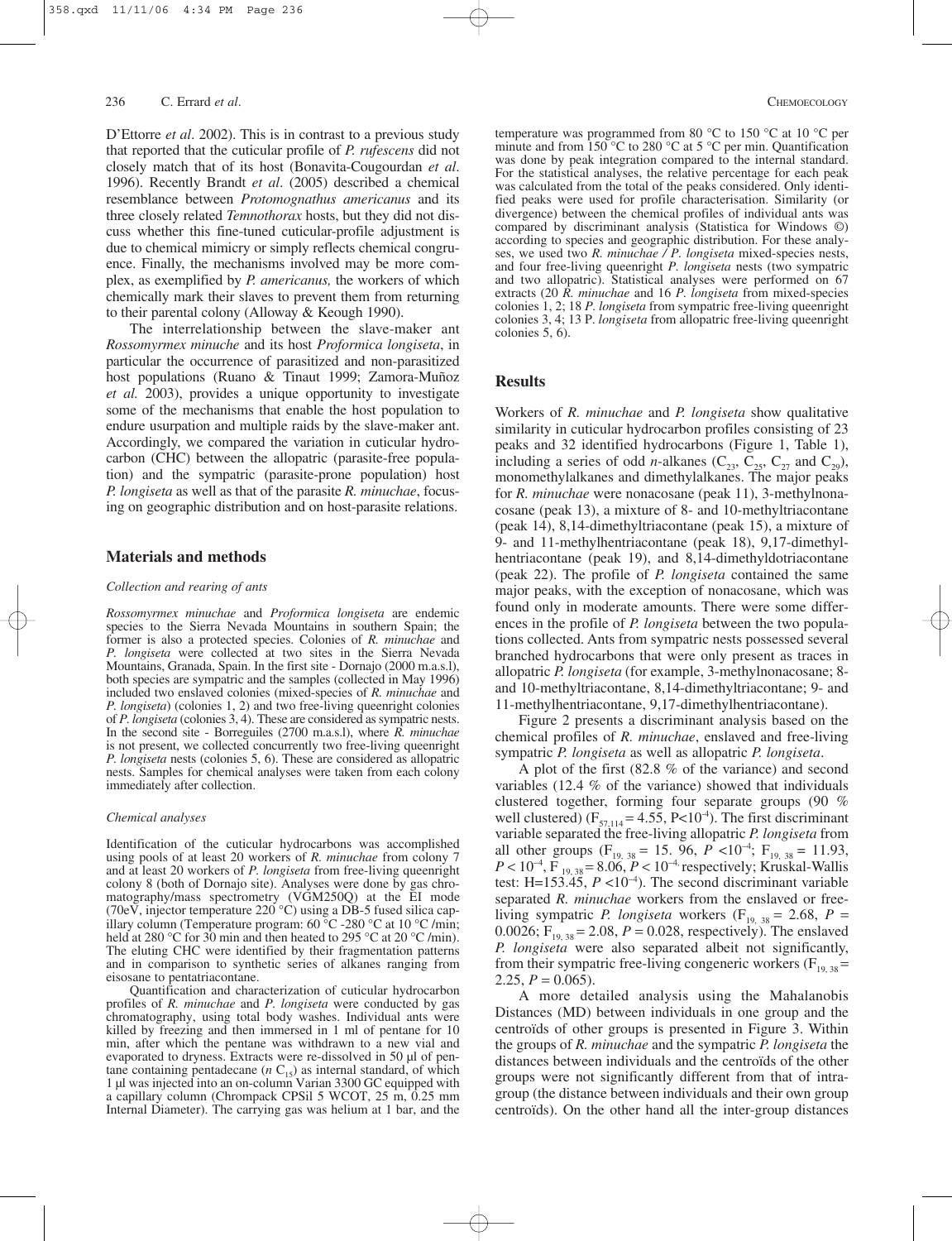D'Ettorre *et al*. 2002). This is in contrast to a previous study that reported that the cuticular profile of *P. rufescens* did not closely match that of its host (Bonavita-Cougourdan *et al*. 1996). Recently Brandt *et al*. (2005) described a chemical resemblance between *Protomognathus americanus* and its three closely related *Temnothorax* hosts, but they did not discuss whether this fine-tuned cuticular-profile adjustment is due to chemical mimicry or simply reflects chemical congruence. Finally, the mechanisms involved may be more complex, as exemplified by *P. americanus,* the workers of which chemically mark their slaves to prevent them from returning to their parental colony (Alloway & Keough 1990).

The interrelationship between the slave-maker ant *Rossomyrmex minuche* and its host *Proformica longiseta*, in particular the occurrence of parasitized and non-parasitized host populations (Ruano & Tinaut 1999; Zamora-Muñoz *et al.* 2003), provides a unique opportunity to investigate some of the mechanisms that enable the host population to endure usurpation and multiple raids by the slave-maker ant. Accordingly, we compared the variation in cuticular hydrocarbon (CHC) between the allopatric (parasite-free population) and the sympatric (parasite-prone population) host *P. longiseta* as well as that of the parasite *R. minuchae*, focusing on geographic distribution and on host-parasite relations.

## Materials and methods

### *Collection and rearing of ants*

*Rossomyrmex minuchae* and *Proformica longiseta* are endemic species to the Sierra Nevada Mountains in southern Spain; the former is also a protected species. Colonies of *R. minuchae* and *P. longiseta* were collected at two sites in the Sierra Nevada Mountains, Granada, Spain. In the first site - Dornajo (2000 m.a.s.l), both species are sympatric and the samples (collected in May 1996) included two enslaved colonies (mixed-species of *R. minuchae* and *P. longiseta*) (colonies 1, 2) and two free-living queenright colonies of *P. longiseta* (colonies 3, 4). These are considered as sympatric nests. In the second site - Borreguiles (2700 m.a.s.l), where *R. minuchae* is not present, we collected concurrently two free-living queenright *P. longiseta* nests (colonies 5, 6). These are considered as allopatric nests. Samples for chemical analyses were taken from each colony immediately after collection.

### *Chemical analyses*

Identification of the cuticular hydrocarbons was accomplished using pools of at least 20 workers of *R. minuchae* from colony 7 and at least 20 workers of *P. longiseta* from free-living queenright colony 8 (both of Dornajo site). Analyses were done by gas chromatography/mass spectrometry (VGM250Q) at the EI mode (70eV, injector temperature 220 °C) using a DB-5 fused silica capillary column (Temperature program: 60 °C -280 °C at 10 °C /min; held at 280 °C for 30 min and then heated to 295 °C at 20 °C /min). The eluting CHC were identified by their fragmentation patterns and in comparison to synthetic series of alkanes ranging from eisosane to pentatriacontane.

Quantification and characterization of cuticular hydrocarbon profiles of *R. minuchae* and *P. longiseta* were conducted by gas chromatography, using total body washes. Individual ants were killed by freezing and then immersed in 1 ml of pentane for 10 min, after which the pentane was withdrawn to a new vial and evaporated to dryness. Extracts were re-dissolved in 50 µl of pentane containing pentadecane ($n$ $C_{15}$) as internal standard, of which 1 µl was injected into an on-column Varian 3300 GC equipped with a capillary column (Chrompack CPSil 5 WCOT, 25 m, 0.25 mm Internal Diameter). The carrying gas was helium at 1 bar, and the temperature was programmed from 80 °C to 150 °C at 10 °C per minute and from 150 °C to 280 °C at 5 °C per min. Quantification was done by peak integration compared to the internal standard. For the statistical analyses, the relative percentage for each peak was calculated from the total of the peaks considered. Only identified peaks were used for profile characterisation. Similarity (or divergence) between the chemical profiles of individual ants was compared by discriminant analysis (Statistica for Windows ©) according to species and geographic distribution. For these analyses, we used two *R. minuchae / P. longiseta* mixed-species nests, and four free-living queenright *P. longiseta* nests (two sympatric and two allopatric). Statistical analyses were performed on 67 extracts (20 *R. minuchae* and 16 *P. longiseta* from mixed-species colonies 1, 2; 18 *P. longiseta* from sympatric free-living queenright colonies 3, 4; 13 P. *longiseta* from allopatric free-living queenright colonies 5, 6).

## Results

Workers of *R. minuchae* and *P. longiseta* show qualitative similarity in cuticular hydrocarbon profiles consisting of 23 peaks and 32 identified hydrocarbons (Figure 1, Table 1), including a series of odd *n*-alkanes ($C_{23}$, $C_{25}$, $C_{27}$ and $C_{29}$), monomethylalkanes and dimethylalkanes. The major peaks for *R. minuchae* were nonacosane (peak 11), 3-methylnonacosane (peak 13), a mixture of 8- and 10-methyltriacontane (peak 14), 8,14-dimethyltriacontane (peak 15), a mixture of 9- and 11-methylhentriacontane (peak 18), 9,17-dimethylhentriacontane (peak 19), and 8,14-dimethyldotriacontane (peak 22). The profile of *P. longiseta* contained the same major peaks, with the exception of nonacosane, which was found only in moderate amounts. There were some differences in the profile of *P. longiseta* between the two populations collected. Ants from sympatric nests possessed several branched hydrocarbons that were only present as traces in allopatric *P. longiseta* (for example, 3-methylnonacosane; 8- and 10-methyltriacontane, 8,14-dimethyltriacontane; 9- and 11-methylhentriacontane, 9,17-dimethylhentriacontane).

Figure 2 presents a discriminant analysis based on the chemical profiles of *R. minuchae*, enslaved and free-living sympatric *P. longiseta* as well as allopatric *P. longiseta*.

A plot of the first (82.8 % of the variance) and second variables (12.4 % of the variance) showed that individuals clustered together, forming four separate groups (90 % well clustered) ($F_{57,114} = 4.55$, $P<10^{-4}$). The first discriminant variable separated the free-living allopatric *P. longiseta* from all other groups ($F_{19,\ 38} = 15.96$, $P < 10^{-4}$; $F_{19,\ 38} = 11.93$, $P < 10^{-4}$, $F_{19,38} = 8.06$, $P < 10^{-4}$, respectively; Kruskal-Wallis test: H=153.45, $P < 10^{-4}$). The second discriminant variable separated *R. minuchae* workers from the enslaved or free-living sympatric *P. longiseta* workers ($F_{19,\ 38} = 2.68$, $P = 0.0026$; $F_{19,38} = 2.08$, $P = 0.028$, respectively). The enslaved *P. longiseta* were also separated albeit not significantly, from their sympatric free-living congeneric workers ($F_{19,38} = 2.25$, $P = 0.065$).

A more detailed analysis using the Mahalanobis Distances (MD) between individuals in one group and the centroïds of other groups is presented in Figure 3. Within the groups of *R. minuchae* and the sympatric *P. longiseta* the distances between individuals and the centroïds of the other groups were not significantly different from that of intra-group (the distance between individuals and their own group centroïds). On the other hand all the inter-group distances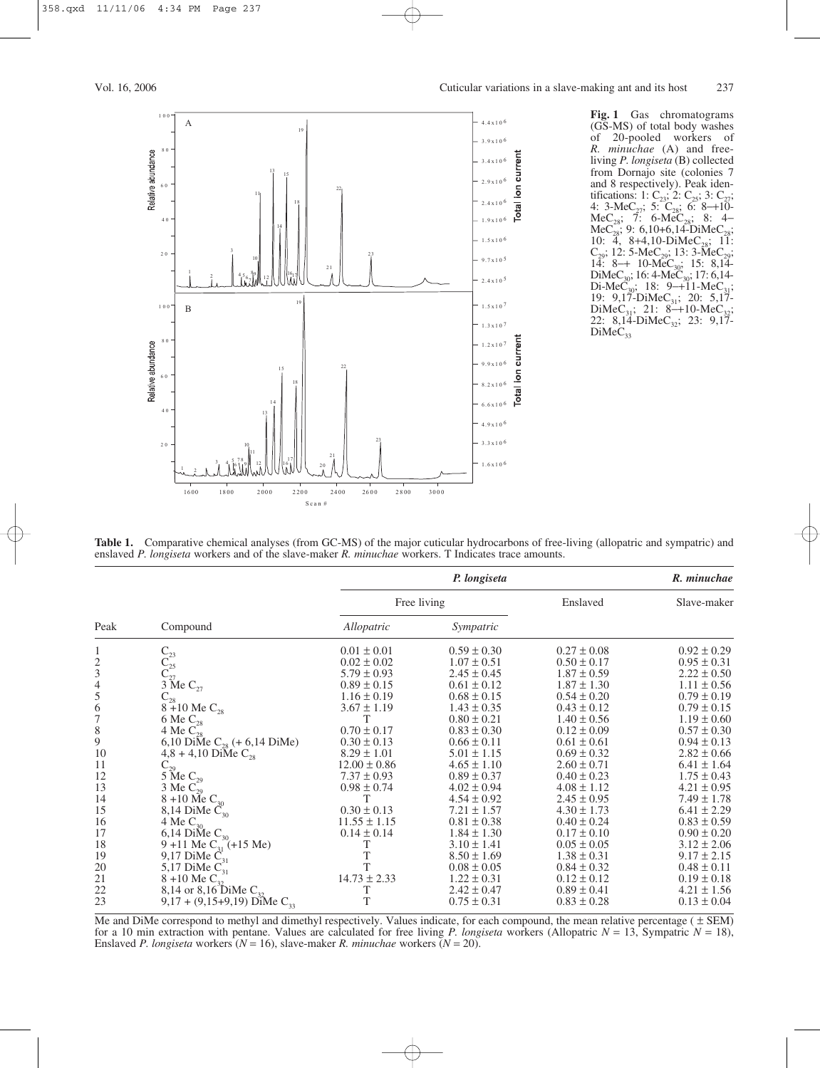**Fig. 1** Gas chromatograms (GS-MS) of total body washes of 20-pooled workers of *R. minuchae* (A) and free-living *P. longiseta* (B) collected from Dornajo site (colonies 7 and 8 respectively). Peak identifications: 1: $C_{23}$; 2: $C_{25}$; 3: $C_{27}$; 4: 3-$MeC_{27}$; 5: $C_{28}$; 6: 8-+10-$MeC_{28}$; 7: 6-$MeC_{28}$; 8: 4-$MeC_{28}$; 9: 6,10+6,14-$DiMeC_{28}$; 10: 4, 8+4,10-$DiMeC_{28}$; 11: $C_{29}$; 12: 5-$MeC_{29}$; 13: 3-$MeC_{29}$; 14: 8-+ 10-$MeC_{30}$; 15: 8,14-$DiMeC_{30}$; 16: 4-$MeC_{30}$; 17: 6,14-Di-$MeC_{30}$; 18: 9-+11-$MeC_{31}$; 19: 9,17-$DiMeC_{31}$; 20: 5,17-$DiMeC_{31}$; 21: 8-+10-$MeC_{32}$; 22: 8,14-$DiMeC_{32}$; 23: 9,17-$DiMeC_{33}$

**Table 1.** Comparative chemical analyses (from GC-MS) of the major cuticular hydrocarbons of free-living (allopatric and sympatric) and enslaved *P. longiseta* workers and of the slave-maker *R. minuchae* workers. T Indicates trace amounts.

| Peak | Compound | *P. longiseta* | | | *R. minuchae* |
|---|---|---|---|---|---|
| | | Free living | | Enslaved | Slave-maker |
| | | *Allopatric* | *Sympatric* | | |
| 1 | $C_{23}$ | 0.01 ± 0.01 | 0.59 ± 0.30 | 0.27 ± 0.08 | 0.92 ± 0.29 |
| 2 | $C_{25}$ | 0.02 ± 0.02 | 1.07 ± 0.51 | 0.50 ± 0.17 | 0.95 ± 0.31 |
| 3 | $C_{27}$ | 5.79 ± 0.93 | 2.45 ± 0.45 | 1.87 ± 0.59 | 2.22 ± 0.50 |
| 4 | 3 Me $C_{27}$ | 0.89 ± 0.15 | 0.61 ± 0.12 | 1.87 ± 1.30 | 1.11 ± 0.56 |
| 5 | $C_{28}$ | 1.16 ± 0.19 | 0.68 ± 0.15 | 0.54 ± 0.20 | 0.79 ± 0.19 |
| 6 | 8 +10 Me $C_{28}$ | 3.67 ± 1.19 | 1.43 ± 0.35 | 0.43 ± 0.12 | 0.79 ± 0.15 |
| 7 | 6 Me $C_{28}$ | T | 0.80 ± 0.21 | 1.40 ± 0.56 | 1.19 ± 0.60 |
| 8 | 4 Me $C_{28}$ | 0.70 ± 0.17 | 0.83 ± 0.30 | 0.12 ± 0.09 | 0.57 ± 0.30 |
| 9 | 6,10 DiMe $C_{28}$ (+ 6,14 DiMe) | 0.30 ± 0.13 | 0.66 ± 0.11 | 0.61 ± 0.61 | 0.94 ± 0.13 |
| 10 | 4,8 + 4,10 DiMe $C_{28}$ | 8.29 ± 1.01 | 5.01 ± 1.15 | 0.69 ± 0.32 | 2.82 ± 0.66 |
| 11 | $C_{29}$ | 12.00 ± 0.86 | 4.65 ± 1.10 | 2.60 ± 0.71 | 6.41 ± 1.64 |
| 12 | 5 Me $C_{29}$ | 7.37 ± 0.93 | 0.89 ± 0.37 | 0.40 ± 0.23 | 1.75 ± 0.43 |
| 13 | 3 Me $C_{29}$ | 0.98 ± 0.74 | 4.02 ± 0.94 | 4.08 ± 1.12 | 4.21 ± 0.95 |
| 14 | 8 +10 Me $C_{30}$ | T | 4.54 ± 0.92 | 2.45 ± 0.95 | 7.49 ± 1.78 |
| 15 | 8,14 DiMe $C_{30}$ | 0.30 ± 0.13 | 7.21 ± 1.57 | 4.30 ± 1.73 | 6.41 ± 2.29 |
| 16 | 4 Me $C_{30}$ | 11.55 ± 1.15 | 0.81 ± 0.38 | 0.40 ± 0.24 | 0.83 ± 0.59 |
| 17 | 6,14 DiMe $C_{30}$ | 0.14 ± 0.14 | 1.84 ± 1.30 | 0.17 ± 0.10 | 0.90 ± 0.20 |
| 18 | 9 +11 Me $C_{31}$ (+15 Me) | T | 3.10 ± 1.41 | 0.05 ± 0.05 | 3.12 ± 2.06 |
| 19 | 9,17 DiMe $C_{31}$ | T | 8.50 ± 1.69 | 1.38 ± 0.31 | 9.17 ± 2.15 |
| 20 | 5,17 DiMe $C_{31}$ | T | 0.08 ± 0.05 | 0.84 ± 0.32 | 0.48 ± 0.11 |
| 21 | 8 +10 Me $C_{32}$ | 14.73 ± 2.33 | 1.22 ± 0.31 | 0.12 ± 0.12 | 0.19 ± 0.18 |
| 22 | 8,14 or 8,16 DiMe $C_{32}$ | T | 2.42 ± 0.47 | 0.89 ± 0.41 | 4.21 ± 1.56 |
| 23 | 9,17 + (9,15+9,19) DiMe $C_{33}$ | T | 0.75 ± 0.31 | 0.83 ± 0.28 | 0.13 ± 0.04 |

Me and DiMe correspond to methyl and dimethyl respectively. Values indicate, for each compound, the mean relative percentage ( ± SEM) for a 10 min extraction with pentane. Values are calculated for free living *P. longiseta* workers (Allopatric *N* = 13, Sympatric *N* = 18), Enslaved *P. longiseta* workers (*N* = 16), slave-maker *R. minuchae* workers (*N* = 20).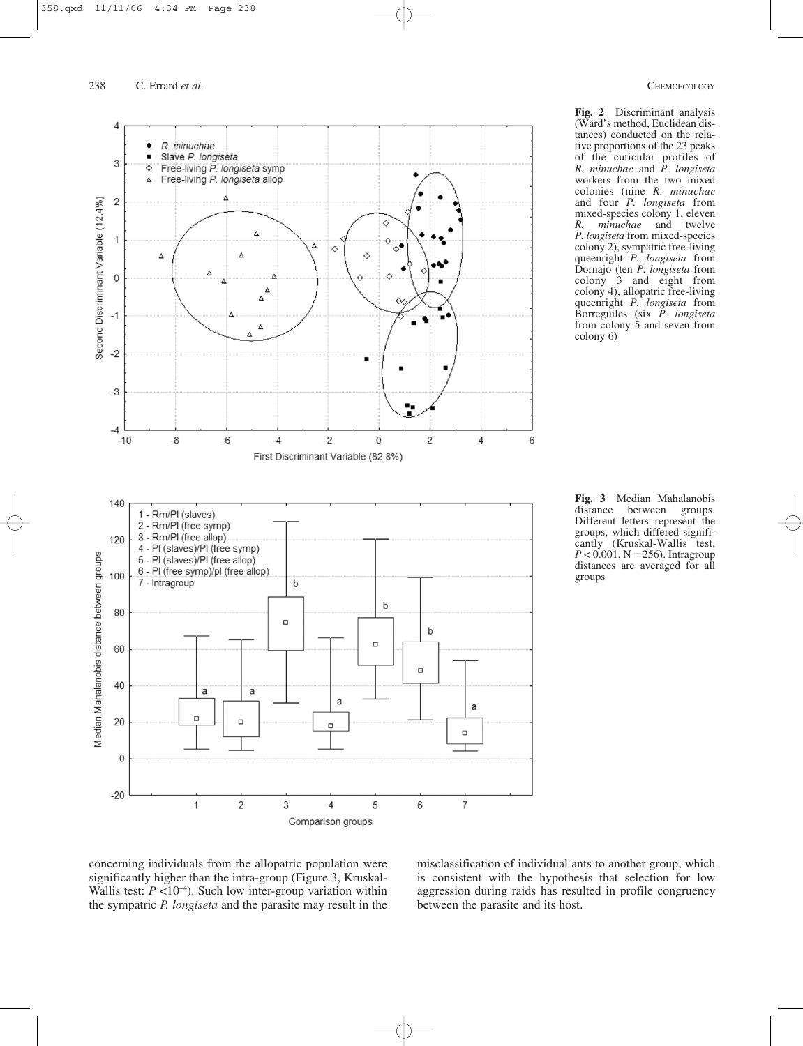**Fig. 2** Discriminant analysis (Ward's method, Euclidean distances) conducted on the relative proportions of the 23 peaks of the cuticular profiles of *R. minuchae* and *P. longiseta* workers from the two mixed colonies (nine *R. minuchae* and four *P. longiseta* from mixed-species colony 1, eleven *R. minuchae* and twelve *P. longiseta* from mixed-species colony 2), sympatric free-living queenright *P. longiseta* from Dornajo (ten *P. longiseta* from colony 3 and eight from colony 4), allopatric free-living queenright *P. longiseta* from Borreguiles (six *P. longiseta* from colony 5 and seven from colony 6)

**Fig. 3** Median Mahalanobis distance between groups. Different letters represent the groups, which differed significantly (Kruskal-Wallis test, $P < 0.001$, $N = 256$). Intragroup distances are averaged for all groups

concerning individuals from the allopatric population were significantly higher than the intra-group (Figure 3, Kruskal-Wallis test: $P < 10^{-4}$). Such low inter-group variation within the sympatric *P. longiseta* and the parasite may result in the misclassification of individual ants to another group, which is consistent with the hypothesis that selection for low aggression during raids has resulted in profile congruency between the parasite and its host.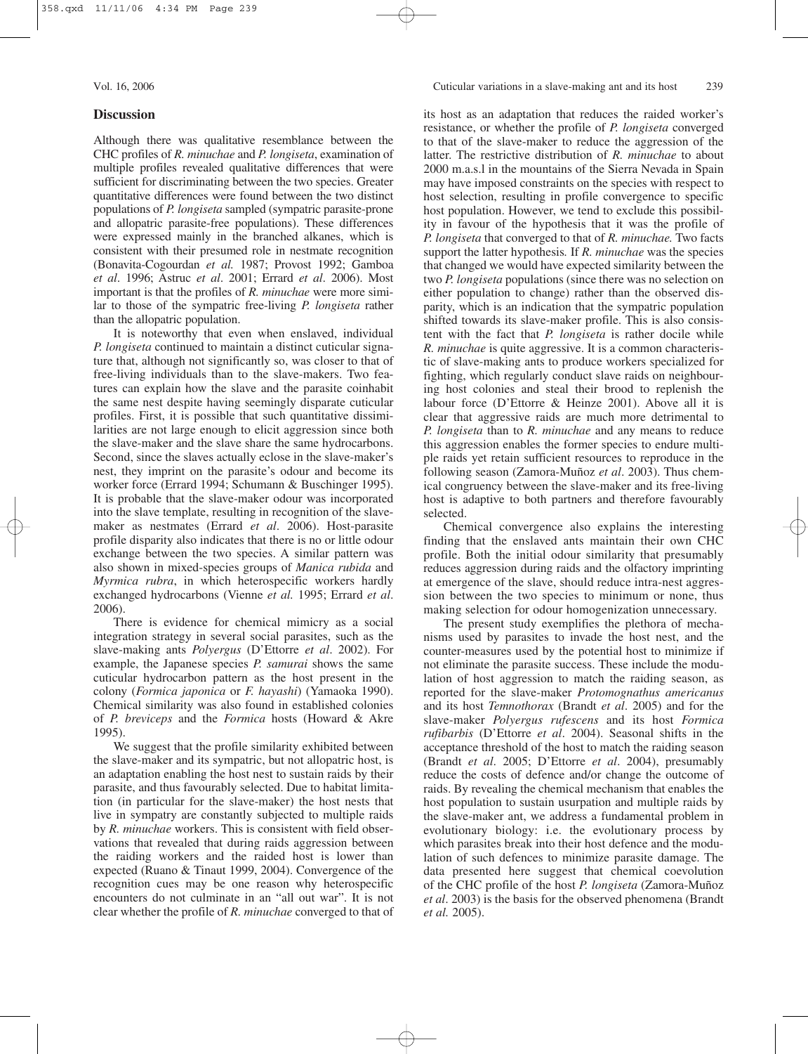## Discussion

Although there was qualitative resemblance between the CHC profiles of *R. minuchae* and *P. longiseta*, examination of multiple profiles revealed qualitative differences that were sufficient for discriminating between the two species. Greater quantitative differences were found between the two distinct populations of *P. longiseta* sampled (sympatric parasite-prone and allopatric parasite-free populations). These differences were expressed mainly in the branched alkanes, which is consistent with their presumed role in nestmate recognition (Bonavita-Cogourdan *et al.* 1987; Provost 1992; Gamboa *et al*. 1996; Astruc *et al*. 2001; Errard *et al*. 2006). Most important is that the profiles of *R. minuchae* were more similar to those of the sympatric free-living *P. longiseta* rather than the allopatric population.

It is noteworthy that even when enslaved, individual *P. longiseta* continued to maintain a distinct cuticular signature that, although not significantly so, was closer to that of free-living individuals than to the slave-makers. Two features can explain how the slave and the parasite coinhabit the same nest despite having seemingly disparate cuticular profiles. First, it is possible that such quantitative dissimilarities are not large enough to elicit aggression since both the slave-maker and the slave share the same hydrocarbons. Second, since the slaves actually eclose in the slave-maker's nest, they imprint on the parasite's odour and become its worker force (Errard 1994; Schumann & Buschinger 1995). It is probable that the slave-maker odour was incorporated into the slave template, resulting in recognition of the slave-maker as nestmates (Errard *et al*. 2006). Host-parasite profile disparity also indicates that there is no or little odour exchange between the two species. A similar pattern was also shown in mixed-species groups of *Manica rubida* and *Myrmica rubra*, in which heterospecific workers hardly exchanged hydrocarbons (Vienne *et al.* 1995; Errard *et al*. 2006).

There is evidence for chemical mimicry as a social integration strategy in several social parasites, such as the slave-making ants *Polyergus* (D'Ettorre *et al*. 2002). For example, the Japanese species *P. samurai* shows the same cuticular hydrocarbon pattern as the host present in the colony (*Formica japonica* or *F. hayashi*) (Yamaoka 1990). Chemical similarity was also found in established colonies of *P. breviceps* and the *Formica* hosts (Howard & Akre 1995).

We suggest that the profile similarity exhibited between the slave-maker and its sympatric, but not allopatric host, is an adaptation enabling the host nest to sustain raids by their parasite, and thus favourably selected. Due to habitat limitation (in particular for the slave-maker) the host nests that live in sympatry are constantly subjected to multiple raids by *R. minuchae* workers. This is consistent with field observations that revealed that during raids aggression between the raiding workers and the raided host is lower than expected (Ruano & Tinaut 1999, 2004). Convergence of the recognition cues may be one reason why heterospecific encounters do not culminate in an "all out war". It is not clear whether the profile of *R. minuchae* converged to that of its host as an adaptation that reduces the raided worker's resistance, or whether the profile of *P. longiseta* converged to that of the slave-maker to reduce the aggression of the latter. The restrictive distribution of *R. minuchae* to about 2000 m.a.s.l in the mountains of the Sierra Nevada in Spain may have imposed constraints on the species with respect to host selection, resulting in profile convergence to specific host population. However, we tend to exclude this possibility in favour of the hypothesis that it was the profile of *P. longiseta* that converged to that of *R. minuchae.* Two facts support the latter hypothesis*.* If *R. minuchae* was the species that changed we would have expected similarity between the two *P. longiseta* populations (since there was no selection on either population to change) rather than the observed disparity, which is an indication that the sympatric population shifted towards its slave-maker profile. This is also consistent with the fact that *P. longiseta* is rather docile while *R. minuchae* is quite aggressive. It is a common characteristic of slave-making ants to produce workers specialized for fighting, which regularly conduct slave raids on neighbouring host colonies and steal their brood to replenish the labour force (D'Ettorre & Heinze 2001). Above all it is clear that aggressive raids are much more detrimental to *P. longiseta* than to *R. minuchae* and any means to reduce this aggression enables the former species to endure multiple raids yet retain sufficient resources to reproduce in the following season (Zamora-Muñoz *et al*. 2003). Thus chemical congruency between the slave-maker and its free-living host is adaptive to both partners and therefore favourably selected.

Chemical convergence also explains the interesting finding that the enslaved ants maintain their own CHC profile. Both the initial odour similarity that presumably reduces aggression during raids and the olfactory imprinting at emergence of the slave, should reduce intra-nest aggression between the two species to minimum or none, thus making selection for odour homogenization unnecessary.

The present study exemplifies the plethora of mechanisms used by parasites to invade the host nest, and the counter-measures used by the potential host to minimize if not eliminate the parasite success. These include the modulation of host aggression to match the raiding season, as reported for the slave-maker *Protomognathus americanus* and its host *Temnothorax* (Brandt *et al*. 2005) and for the slave-maker *Polyergus rufescens* and its host *Formica rufibarbis* (D'Ettorre *et al*. 2004). Seasonal shifts in the acceptance threshold of the host to match the raiding season (Brandt *et al*. 2005; D'Ettorre *et al*. 2004), presumably reduce the costs of defence and/or change the outcome of raids. By revealing the chemical mechanism that enables the host population to sustain usurpation and multiple raids by the slave-maker ant, we address a fundamental problem in evolutionary biology: i.e. the evolutionary process by which parasites break into their host defence and the modulation of such defences to minimize parasite damage. The data presented here suggest that chemical coevolution of the CHC profile of the host *P. longiseta* (Zamora-Muñoz *et al*. 2003) is the basis for the observed phenomena (Brandt *et al.* 2005).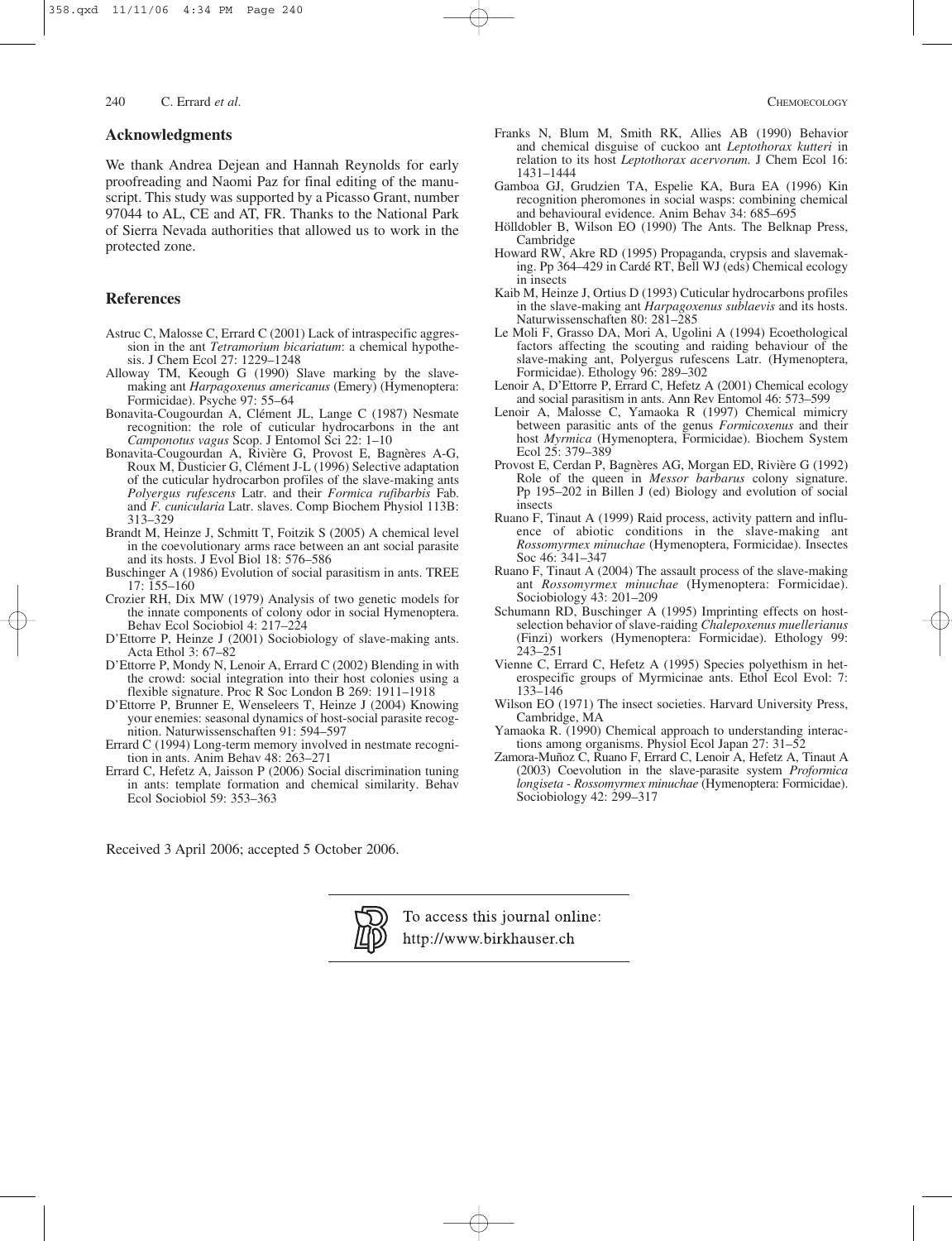## Acknowledgments

We thank Andrea Dejean and Hannah Reynolds for early proofreading and Naomi Paz for final editing of the manuscript. This study was supported by a Picasso Grant, number 97044 to AL, CE and AT, FR. Thanks to the National Park of Sierra Nevada authorities that allowed us to work in the protected zone.

## References

Astruc C, Malosse C, Errard C (2001) Lack of intraspecific aggression in the ant *Tetramorium bicariatum*: a chemical hypothesis. J Chem Ecol 27: 1229–1248

Alloway TM, Keough G (1990) Slave marking by the slavemaking ant *Harpagoxenus americanus* (Emery) (Hymenoptera: Formicidae). Psyche 97: 55–64

Bonavita-Cougourdan A, Clément JL, Lange C (1987) Nesmate recognition: the role of cuticular hydrocarbons in the ant *Camponotus vagus* Scop. J Entomol Sci 22: 1–10

Bonavita-Cougourdan A, Rivière G, Provost E, Bagnères A-G, Roux M, Dusticier G, Clément J-L (1996) Selective adaptation of the cuticular hydrocarbon profiles of the slave-making ants *Polyergus rufescens* Latr. and their *Formica rufibarbis* Fab. and *F. cunicularia* Latr. slaves. Comp Biochem Physiol 113B: 313–329

Brandt M, Heinze J, Schmitt T, Foitzik S (2005) A chemical level in the coevolutionary arms race between an ant social parasite and its hosts. J Evol Biol 18: 576–586

Buschinger A (1986) Evolution of social parasitism in ants. TREE 17: 155–160

Crozier RH, Dix MW (1979) Analysis of two genetic models for the innate components of colony odor in social Hymenoptera. Behav Ecol Sociobiol 4: 217–224

D'Ettorre P, Heinze J (2001) Sociobiology of slave-making ants. Acta Ethol 3: 67–82

D'Ettorre P, Mondy N, Lenoir A, Errard C (2002) Blending in with the crowd: social integration into their host colonies using a flexible signature. Proc R Soc London B 269: 1911–1918

D'Ettorre P, Brunner E, Wenseleers T, Heinze J (2004) Knowing your enemies: seasonal dynamics of host-social parasite recognition. Naturwissenschaften 91: 594–597

Errard C (1994) Long-term memory involved in nestmate recognition in ants. Anim Behav 48: 263–271

Errard C, Hefetz A, Jaisson P (2006) Social discrimination tuning in ants: template formation and chemical similarity. Behav Ecol Sociobiol 59: 353–363

Franks N, Blum M, Smith RK, Allies AB (1990) Behavior and chemical disguise of cuckoo ant *Leptothorax kutteri* in relation to its host *Leptothorax acervorum*. J Chem Ecol 16: 1431–1444

Gamboa GJ, Grudzien TA, Espelie KA, Bura EA (1996) Kin recognition pheromones in social wasps: combining chemical and behavioural evidence. Anim Behav 34: 685–695

Hölldobler B, Wilson EO (1990) The Ants. The Belknap Press, Cambridge

Howard RW, Akre RD (1995) Propaganda, crypsis and slavemaking. Pp 364–429 in Cardé RT, Bell WJ (eds) Chemical ecology in insects

Kaib M, Heinze J, Ortius D (1993) Cuticular hydrocarbons profiles in the slave-making ant *Harpagoxenus sublaevis* and its hosts. Naturwissenschaften 80: 281–285

Le Moli F, Grasso DA, Mori A, Ugolini A (1994) Ecoethological factors affecting the scouting and raiding behaviour of the slave-making ant, Polyergus rufescens Latr. (Hymenoptera, Formicidae). Ethology 96: 289–302

Lenoir A, D'Ettorre P, Errard C, Hefetz A (2001) Chemical ecology and social parasitism in ants. Ann Rev Entomol 46: 573–599

Lenoir A, Malosse C, Yamaoka R (1997) Chemical mimicry between parasitic ants of the genus *Formicoxenus* and their host *Myrmica* (Hymenoptera, Formicidae). Biochem System Ecol 25: 379–389

Provost E, Cerdan P, Bagnères AG, Morgan ED, Rivière G (1992) Role of the queen in *Messor barbarus* colony signature. Pp 195–202 in Billen J (ed) Biology and evolution of social insects

Ruano F, Tinaut A (1999) Raid process, activity pattern and influence of abiotic conditions in the slave-making ant *Rossomyrmex minuchae* (Hymenoptera, Formicidae). Insectes Soc 46: 341–347

Ruano F, Tinaut A (2004) The assault process of the slave-making ant *Rossomyrmex minuchae* (Hymenoptera: Formicidae). Sociobiology 43: 201–209

Schumann RD, Buschinger A (1995) Imprinting effects on host-selection behavior of slave-raiding *Chalepoxenus muellerianus* (Finzi) workers (Hymenoptera: Formicidae). Ethology 99: 243–251

Vienne C, Errard C, Hefetz A (1995) Species polyethism in heterospecific groups of Myrmicinae ants. Ethol Ecol Evol: 7: 133–146

Wilson EO (1971) The insect societies. Harvard University Press, Cambridge, MA

Yamaoka R. (1990) Chemical approach to understanding interactions among organisms. Physiol Ecol Japan 27: 31–52

Zamora-Muñoz C, Ruano F, Errard C, Lenoir A, Hefetz A, Tinaut A (2003) Coevolution in the slave-parasite system *Proformica longiseta* - *Rossomyrmex minuchae* (Hymenoptera: Formicidae). Sociobiology 42: 299–317

Received 3 April 2006; accepted 5 October 2006.

To access this journal online:
http://www.birkhauser.ch